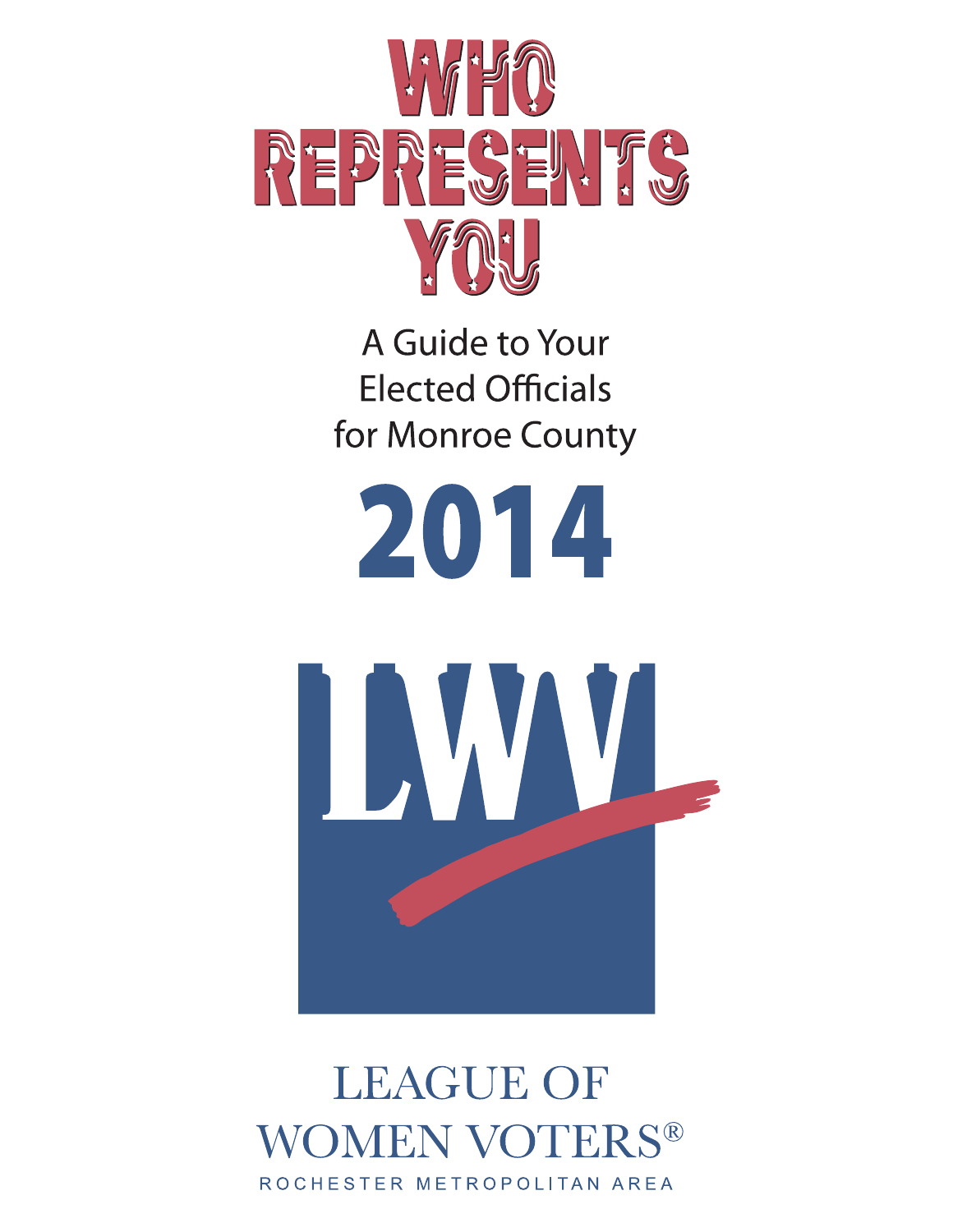# WHO REPRESENTS YOU

A Guide to Your Elected Officials for Monroe County

## 2014

LWV

LEAGUE OF WOMEN VOTERS®

ROCHESTER METROPOLITAN AREA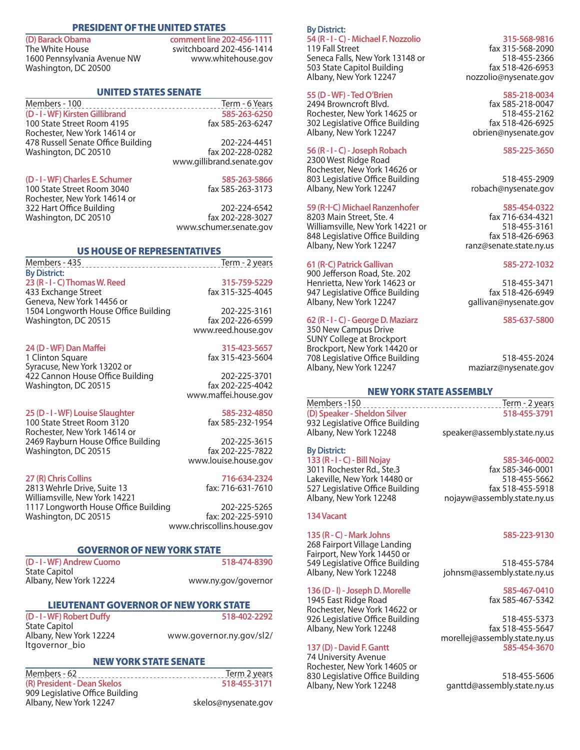## PRESIDENT OF THE UNITED STATES

**(D) Barack Obama** — **comment line 202-456-1111**
The White House — switchboard 202-456-1414
1600 Pennsylvania Avenue NW — www.whitehouse.gov
Washington, DC 20500

## UNITED STATES SENATE

Members - 100 — Term - 6 Years

**(D - I - WF) Kirsten Gillibrand** — **585-263-6250**
100 State Street Room 4195 — fax 585-263-6247
Rochester, New York 14614 or
478 Russell Senate Office Building — 202-224-4451
Washington, DC 20510 — fax 202-228-0282
www.gillibrand.senate.gov

**(D - I - WF) Charles E. Schumer** — **585-263-5866**
100 State Street Room 3040 — fax 585-263-3173
Rochester, New York 14614 or
322 Hart Office Building — 202-224-6542
Washington, DC 20510 — fax 202-228-3027
www.schumer.senate.gov

## US HOUSE OF REPRESENTATIVES

Members - 435 — Term - 2 years

**By District:**

**23 (R - I - C) Thomas W. Reed** — **315-759-5229**
433 Exchange Street — fax 315-325-4045
Geneva, New York 14456 or
1504 Longworth House Office Building — 202-225-3161
Washington, DC 20515 — fax 202-226-6599
www.reed.house.gov

**24 (D - WF) Dan Maffei** — **315-423-5657**
1 Clinton Square — fax 315-423-5604
Syracuse, New York 13202 or
422 Cannon House Office Building — 202-225-3701
Washington, DC 20515 — fax 202-225-4042
www.maffei.house.gov

**25 (D - I - WF) Louise Slaughter** — **585-232-4850**
100 State Street Room 3120 — fax 585-232-1954
Rochester, New York 14614 or
2469 Rayburn House Office Building — 202-225-3615
Washington, DC 20515 — fax 202-225-7822
www.louise.house.gov

**27 (R) Chris Collins** — **716-634-2324**
2813 Wehrle Drive, Suite 13 — fax: 716-631-7610
Williamsville, New York 14221
1117 Longworth House Office Building — 202-225-5265
Washington, DC 20515 — fax: 202-225-5910
www.chriscollins.house.gov

## GOVERNOR OF NEW YORK STATE

**(D - I - WF) Andrew Cuomo** — **518-474-8390**
State Capitol
Albany, New York 12224 — www.ny.gov/governor

## LIEUTENANT GOVERNOR OF NEW YORK STATE

**(D - I - WF) Robert Duffy** — **518-402-2292**
State Capitol
Albany, New York 12224 — www.governor.ny.gov/sl2/ltgovernor_bio

## NEW YORK STATE SENATE

Members - 62 — Term 2 years

**(R) President - Dean Skelos** — **518-455-3171**
909 Legislative Office Building
Albany, New York 12247 — skelos@nysenate.gov

**By District:**

**54 (R - I - C) - Michael F. Nozzolio** — **315-568-9816**
119 Fall Street — fax 315-568-2090
Seneca Falls, New York 13148 or — 518-455-2366
503 State Capitol Building — fax 518-426-6953
Albany, New York 12247 — nozzolio@nysenate.gov

**55 (D - WF) - Ted O'Brien** — **585-218-0034**
2494 Browncroft Blvd. — fax 585-218-0047
Rochester, New York 14625 or — 518-455-2162
302 Legislative Office Building — fax 518-426-6925
Albany, New York 12247 — obrien@nysenate.gov

**56 (R - I - C) - Joseph Robach** — **585-225-3650**
2300 West Ridge Road
Rochester, New York 14626 or
803 Legislative Office Building — 518-455-2909
Albany, New York 12247 — robach@nysenate.gov

**59 (R-I-C) Michael Ranzenhofer** — **585-454-0322**
8203 Main Street, Ste. 4 — fax 716-634-4321
Williamsville, New York 14221 or — 518-455-3161
848 Legislative Office Building — fax 518-426-6963
Albany, New York 12247 — ranz@senate.state.ny.us

**61 (R-C) Patrick Gallivan** — **585-272-1032**
900 Jefferson Road, Ste. 202
Henrietta, New York 14623 or — 518-455-3471
947 Legislative Office Building — fax 518-426-6949
Albany, New York 12247 — gallivan@nysenate.gov

**62 (R - I - C) - George D. Maziarz** — **585-637-5800**
350 New Campus Drive
SUNY College at Brockport
Brockport, New York 14420 or
708 Legislative Office Building — 518-455-2024
Albany, New York 12247 — maziarz@nysenate.gov

## NEW YORK STATE ASSEMBLY

Members -150 — Term - 2 years

**(D) Speaker - Sheldon Silver** — **518-455-3791**
932 Legislative Office Building
Albany, New York 12248 — speaker@assembly.state.ny.us

**By District:**

**133 (R - I - C) - Bill Nojay** — **585-346-0002**
3011 Rochester Rd., Ste.3 — fax 585-346-0001
Lakeville, New York 14480 or — 518-455-5662
527 Legislative Office Building — fax 518-455-5918
Albany, New York 12248 — nojayw@assembly.state.ny.us

**134 Vacant**

**135 (R - C) - Mark Johns** — **585-223-9130**
268 Fairport Village Landing
Fairport, New York 14450 or
549 Legislative Office Building — 518-455-5784
Albany, New York 12248 — johnsm@assembly.state.ny.us

**136 (D - I) - Joseph D. Morelle** — **585-467-0410**
1945 East Ridge Road — fax 585-467-5342
Rochester, New York 14622 or
926 Legislative Office Building — 518-455-5373
Albany, New York 12248 — fax 518-455-5647
morellej@assembly.state.ny.us

**137 (D) - David F. Gantt** — **585-454-3670**
74 University Avenue
Rochester, New York 14605 or
830 Legislative Office Building — 518-455-5606
Albany, New York 12248 — ganttd@assembly.state.ny.us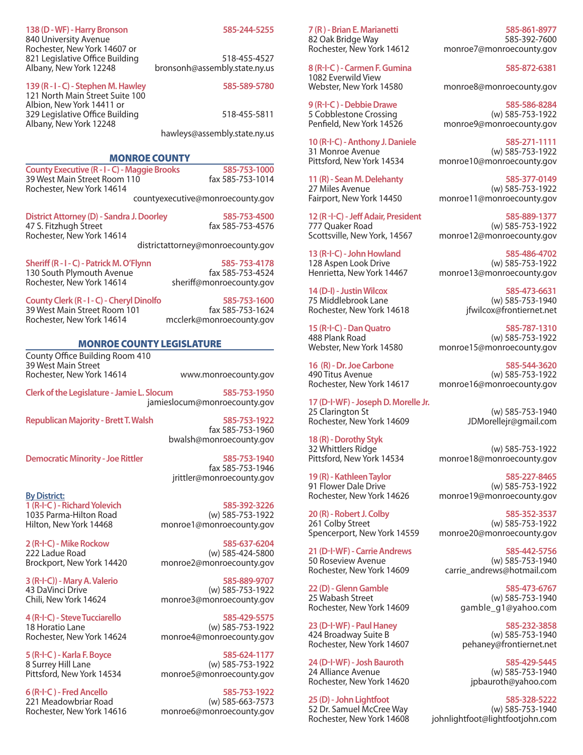**138 (D - WF) - Harry Bronson** 585-244-5255
840 University Avenue
Rochester, New York 14607 or
821 Legislative Office Building 518-455-4527
Albany, New York 12248 bronsonh@assembly.state.ny.us

**139 (R - I - C) - Stephen M. Hawley** 585-589-5780
121 North Main Street Suite 100
Albion, New York 14411 or
329 Legislative Office Building 518-455-5811
Albany, New York 12248
hawleys@assembly.state.ny.us

## MONROE COUNTY

**County Executive (R - I - C) - Maggie Brooks** 585-753-1000
39 West Main Street Room 110 fax 585-753-1014
Rochester, New York 14614
countyexecutive@monroecounty.gov

**District Attorney (D) - Sandra J. Doorley** 585-753-4500
47 S. Fitzhugh Street fax 585-753-4576
Rochester, New York 14614
districtattorney@monroecounty.gov

**Sheriff (R - I - C) - Patrick M. O'Flynn** 585- 753-4178
130 South Plymouth Avenue fax 585-753-4524
Rochester, New York 14614 sheriff@monroecounty.gov

**County Clerk (R - I - C) - Cheryl Dinolfo** 585-753-1600
39 West Main Street Room 101 fax 585-753-1624
Rochester, New York 14614 mcclerk@monroecounty.gov

## MONROE COUNTY LEGISLATURE

County Office Building Room 410
39 West Main Street
Rochester, New York 14614 www.monroecounty.gov

**Clerk of the Legislature - Jamie L. Slocum** 585-753-1950
jamieslocum@monroecounty.gov

**Republican Majority - Brett T. Walsh** 585-753-1922
fax 585-753-1960
bwalsh@monroecounty.gov

**Democratic Minority - Joe Rittler** 585-753-1940
fax 585-753-1946
jrittler@monroecounty.gov

**By District:**

**1 (R-I-C ) - Richard Yolevich** 585-392-3226
1035 Parma-Hilton Road (w) 585-753-1922
Hilton, New York 14468 monroe1@monroecounty.gov

**2 (R-I-C) - Mike Rockow** 585-637-6204
222 Ladue Road (w) 585-424-5800
Brockport, New York 14420 monroe2@monroecounty.gov

**3 (R-I-C)) - Mary A. Valerio** 585-889-9707
43 DaVinci Drive (w) 585-753-1922
Chili, New York 14624 monroe3@monroecounty.gov

**4 (R-I-C) - Steve Tucciarello** 585-429-5575
18 Horatio Lane (w) 585-753-1922
Rochester, New York 14624 monroe4@monroecounty.gov

**5 (R-I-C ) - Karla F. Boyce** 585-624-1177
8 Surrey Hill Lane (w) 585-753-1922
Pittsford, New York 14534 monroe5@monroecounty.gov

**6 (R-I-C ) - Fred Ancello** 585-753-1922
221 Meadowbriar Road (w) 585-663-7573
Rochester, New York 14616 monroe6@monroecounty.gov

**7 (R ) - Brian E. Marianetti** 585-861-8977
82 Oak Bridge Way 585-392-7600
Rochester, New York 14612 monroe7@monroecounty.gov

**8 (R-I-C ) - Carmen F. Gumina** 585-872-6381
1082 Everwild View
Webster, New York 14580 monroe8@monroecounty.gov

**9 (R-I-C ) - Debbie Drawe** 585-586-8284
5 Cobblestone Crossing (w) 585-753-1922
Penfield, New York 14526 monroe9@monroecounty.gov

**10 (R-I-C) - Anthony J. Daniele** 585-271-1111
31 Monroe Avenue (w) 585-753-1922
Pittsford, New York 14534 monroe10@monroecounty.gov

**11 (R) - Sean M. Delehanty** 585-377-0149
27 Miles Avenue (w) 585-753-1922
Fairport, New York 14450 monroe11@monroecounty.gov

**12 (R -I-C) - Jeff Adair, President** 585-889-1377
777 Quaker Road (w) 585-753-1922
Scottsville, New York, 14567 monroe12@monroecounty.gov

**13 (R-I-C) - John Howland** 585-486-4702
128 Aspen Look Drive (w) 585-753-1922
Henrietta, New York 14467 monroe13@monroecounty.gov

**14 (D-I) - Justin Wilcox** 585-473-6631
75 Middlebrook Lane (w) 585-753-1940
Rochester, New York 14618 jfwilcox@frontiernet.net

**15 (R-I-C) - Dan Quatro** 585-787-1310
488 Plank Road (w) 585-753-1922
Webster, New York 14580 monroe15@monroecounty.gov

**16 (R) - Dr. Joe Carbone** 585-544-3620
490 Titus Avenue (w) 585-753-1922
Rochester, New York 14617 monroe16@monroecounty.gov

**17 (D-I-WF) - Joseph D. Morelle Jr.**
25 Clarington St (w) 585-753-1940
Rochester, New York 14609 JDMorellejr@gmail.com

**18 (R) - Dorothy Styk**
32 Whittlers Ridge (w) 585-753-1922
Pittsford, New York 14534 monroe18@monroecounty.gov

**19 (R) - Kathleen Taylor** 585-227-8465
91 Flower Dale Drive (w) 585-753-1922
Rochester, New York 14626 monroe19@monroecounty.gov

**20 (R) - Robert J. Colby** 585-352-3537
261 Colby Street (w) 585-753-1922
Spencerport, New York 14559 monroe20@monroecounty.gov

**21 (D-I-WF) - Carrie Andrews** 585-442-5756
50 Roseview Avenue (w) 585-753-1940
Rochester, New York 14609 carrie_andrews@hotmail.com

**22 (D) - Glenn Gamble** 585-473-6767
25 Wabash Street (w) 585-753-1940
Rochester, New York 14609 gamble_g1@yahoo.com

**23 (D-I-WF) - Paul Haney** 585-232-3858
424 Broadway Suite B (w) 585-753-1940
Rochester, New York 14607 pehaney@frontiernet.net

**24 (D-I-WF) - Josh Bauroth** 585-429-5445
24 Alliance Avenue (w) 585-753-1940
Rochester, New York 14620 jpbauroth@yahoo.com

**25 (D) - John Lightfoot** 585-328-5222
52 Dr. Samuel McCree Way (w) 585-753-1940
Rochester, New York 14608 johnlightfoot@lightfootjohn.com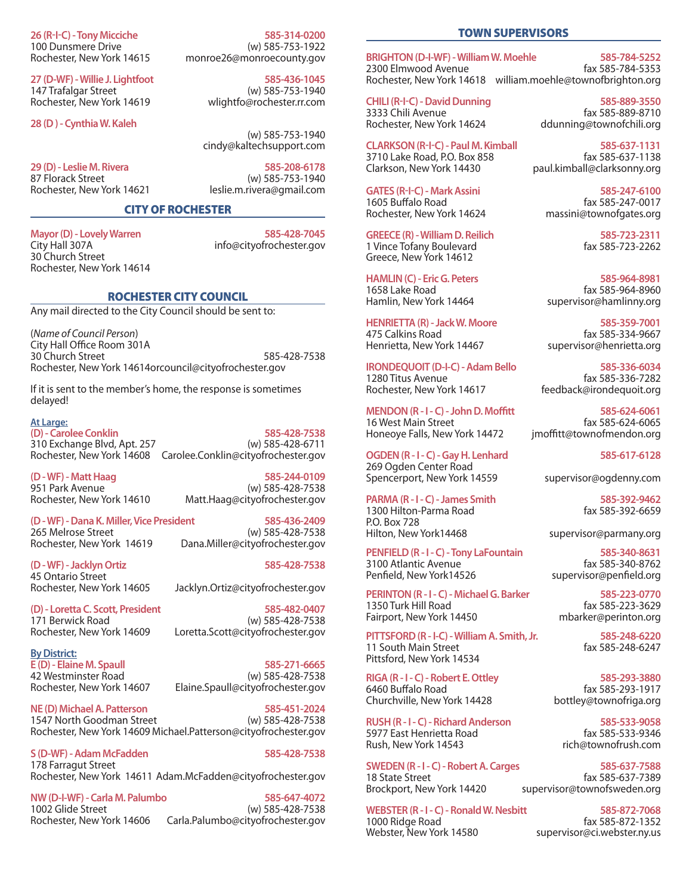**26 (R-I-C) - Tony Micciche** 585-314-0200
100 Dunsmere Drive (w) 585-753-1922
Rochester, New York 14615 monroe26@monroecounty.gov

**27 (D-WF) - Willie J. Lightfoot** 585-436-1045
147 Trafalgar Street (w) 585-753-1940
Rochester, New York 14619 wlightfo@rochester.rr.com

**28 (D ) - Cynthia W. Kaleh**
(w) 585-753-1940
cindy@kaltechsupport.com

**29 (D) - Leslie M. Rivera** 585-208-6178
87 Florack Street (w) 585-753-1940
Rochester, New York 14621 leslie.m.rivera@gmail.com

## CITY OF ROCHESTER

**Mayor (D) - Lovely Warren** 585-428-7045
City Hall 307A info@cityofrochester.gov
30 Church Street
Rochester, New York 14614

## ROCHESTER CITY COUNCIL

Any mail directed to the City Council should be sent to:

(*Name of Council Person*)
City Hall Office Room 301A
30 Church Street 585-428-7538
Rochester, New York 14614orcouncil@cityofrochester.gov

If it is sent to the member's home, the response is sometimes delayed!

**At Large:**

**(D) - Carolee Conklin** 585-428-7538
310 Exchange Blvd, Apt. 257 (w) 585-428-6711
Rochester, New York 14608 Carolee.Conklin@cityofrochester.gov

**(D - WF) - Matt Haag** 585-244-0109
951 Park Avenue (w) 585-428-7538
Rochester, New York 14610 Matt.Haag@cityofrochester.gov

**(D - WF) - Dana K. Miller, Vice President** 585-436-2409
265 Melrose Street (w) 585-428-7538
Rochester, New York 14619 Dana.Miller@cityofrochester.gov

**(D - WF) - Jacklyn Ortiz** 585-428-7538
45 Ontario Street
Rochester, New York 14605 Jacklyn.Ortiz@cityofrochester.gov

**(D) - Loretta C. Scott, President** 585-482-0407
171 Berwick Road (w) 585-428-7538
Rochester, New York 14609 Loretta.Scott@cityofrochester.gov

**By District:**

**E (D) - Elaine M. Spaull** 585-271-6665
42 Westminster Road (w) 585-428-7538
Rochester, New York 14607 Elaine.Spaull@cityofrochester.gov

**NE (D) Michael A. Patterson** 585-451-2024
1547 North Goodman Street (w) 585-428-7538
Rochester, New York 14609 Michael.Patterson@cityofrochester.gov

**S (D-WF) - Adam McFadden** 585-428-7538
178 Farragut Street
Rochester, New York 14611 Adam.McFadden@cityofrochester.gov

**NW (D-I-WF) - Carla M. Palumbo** 585-647-4072
1002 Glide Street (w) 585-428-7538
Rochester, New York 14606 Carla.Palumbo@cityofrochester.gov

## TOWN SUPERVISORS

**BRIGHTON (D-I-WF) - William W. Moehle** 585-784-5252
2300 Elmwood Avenue fax 585-784-5353
Rochester, New York 14618 william.moehle@townofbrighton.org

**CHILI (R-I-C) - David Dunning** 585-889-3550
3333 Chili Avenue fax 585-889-8710
Rochester, New York 14624 ddunning@townofchili.org

**CLARKSON (R-I-C) - Paul M. Kimball** 585-637-1131
3710 Lake Road, P.O. Box 858 fax 585-637-1138
Clarkson, New York 14430 paul.kimball@clarksonny.org

**GATES (R-I-C) - Mark Assini** 585-247-6100
1605 Buffalo Road fax 585-247-0017
Rochester, New York 14624 massini@townofgates.org

**GREECE (R) - William D. Reilich** 585-723-2311
1 Vince Tofany Boulevard fax 585-723-2262
Greece, New York 14612

**HAMLIN (C) - Eric G. Peters** 585-964-8981
1658 Lake Road fax 585-964-8960
Hamlin, New York 14464 supervisor@hamlinny.org

**HENRIETTA (R) - Jack W. Moore** 585-359-7001
475 Calkins Road fax 585-334-9667
Henrietta, New York 14467 supervisor@henrietta.org

**IRONDEQUOIT (D-I-C) - Adam Bello** 585-336-6034
1280 Titus Avenue fax 585-336-7282
Rochester, New York 14617 feedback@irondequoit.org

**MENDON (R - I - C) - John D. Moffitt** 585-624-6061
16 West Main Street fax 585-624-6065
Honeoye Falls, New York 14472 jmoffitt@townofmendon.org

**OGDEN (R - I - C) - Gay H. Lenhard** 585-617-6128
269 Ogden Center Road
Spencerport, New York 14559 supervisor@ogdenny.com

**PARMA (R - I - C) - James Smith** 585-392-9462
1300 Hilton-Parma Road fax 585-392-6659
P.O. Box 728
Hilton, New York14468 supervisor@parmany.org

**PENFIELD (R - I - C) - Tony LaFountain** 585-340-8631
3100 Atlantic Avenue fax 585-340-8762
Penfield, New York14526 supervisor@penfield.org

**PERINTON (R - I - C) - Michael G. Barker** 585-223-0770
1350 Turk Hill Road fax 585-223-3629
Fairport, New York 14450 mbarker@perinton.org

**PITTSFORD (R - I-C) - William A. Smith, Jr.** 585-248-6220
11 South Main Street fax 585-248-6247
Pittsford, New York 14534

**RIGA (R - I - C) - Robert E. Ottley** 585-293-3880
6460 Buffalo Road fax 585-293-1917
Churchville, New York 14428 bottley@townofriga.org

**RUSH (R - I - C) - Richard Anderson** 585-533-9058
5977 East Henrietta Road fax 585-533-9346
Rush, New York 14543 rich@townofrush.com

**SWEDEN (R - I - C) - Robert A. Carges** 585-637-7588
18 State Street fax 585-637-7389
Brockport, New York 14420 supervisor@townofsweden.org

**WEBSTER (R - I - C) - Ronald W. Nesbitt** 585-872-7068
1000 Ridge Road fax 585-872-1352
Webster, New York 14580 supervisor@ci.webster.ny.us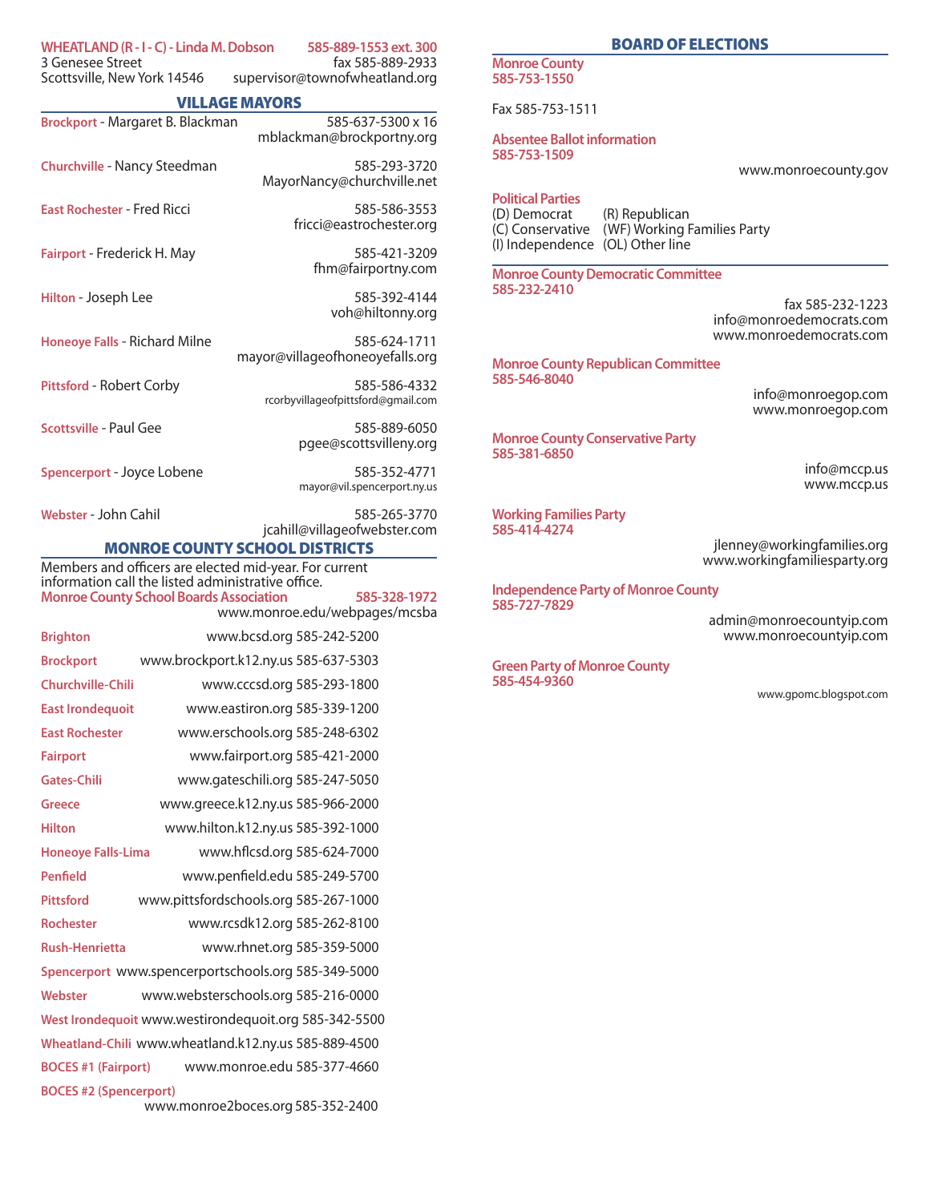**WHEATLAND (R - I - C) - Linda M. Dobson** **585-889-1553 ext. 300**
3 Genesee Street fax 585-889-2933
Scottsville, New York 14546 supervisor@townofwheatland.org

## VILLAGE MAYORS

**Brockport** - Margaret B. Blackman 585-637-5300 x 16
mblackman@brockportny.org

**Churchville** - Nancy Steedman 585-293-3720
MayorNancy@churchville.net

**East Rochester** - Fred Ricci 585-586-3553
fricci@eastrochester.org

**Fairport** - Frederick H. May 585-421-3209
fhm@fairportny.com

**Hilton** - Joseph Lee 585-392-4144
voh@hiltonny.org

**Honeoye Falls** - Richard Milne 585-624-1711
mayor@villageofhoneoyefalls.org

**Pittsford** - Robert Corby 585-586-4332
rcorbyvillageofpittsford@gmail.com

**Scottsville** - Paul Gee 585-889-6050
pgee@scottsvilleny.org

**Spencerport** - Joyce Lobene 585-352-4771
mayor@vil.spencerport.ny.us

**Webster** - John Cahil 585-265-3770
jcahill@villageofwebster.com

## MONROE COUNTY SCHOOL DISTRICTS

Members and officers are elected mid-year. For current information call the listed administrative office.

**Monroe County School Boards Association** **585-328-1972**
www.monroe.edu/webpages/mcsba

| District | Website | Phone |
|---|---|---|
| **Brighton** | www.bcsd.org | 585-242-5200 |
| **Brockport** | www.brockport.k12.ny.us | 585-637-5303 |
| **Churchville-Chili** | www.cccsd.org | 585-293-1800 |
| **East Irondequoit** | www.eastiron.org | 585-339-1200 |
| **East Rochester** | www.erschools.org | 585-248-6302 |
| **Fairport** | www.fairport.org | 585-421-2000 |
| **Gates-Chili** | www.gateschili.org | 585-247-5050 |
| **Greece** | www.greece.k12.ny.us | 585-966-2000 |
| **Hilton** | www.hilton.k12.ny.us | 585-392-1000 |
| **Honeoye Falls-Lima** | www.hflcsd.org | 585-624-7000 |
| **Penfield** | www.penfield.edu | 585-249-5700 |
| **Pittsford** | www.pittsfordschools.org | 585-267-1000 |
| **Rochester** | www.rcsdk12.org | 585-262-8100 |
| **Rush-Henrietta** | www.rhnet.org | 585-359-5000 |
| **Spencerport** | www.spencerportschools.org | 585-349-5000 |
| **Webster** | www.websterschools.org | 585-216-0000 |
| **West Irondequoit** | www.westirondequoit.org | 585-342-5500 |
| **Wheatland-Chili** | www.wheatland.k12.ny.us | 585-889-4500 |
| **BOCES #1 (Fairport)** | www.monroe.edu | 585-377-4660 |
| **BOCES #2 (Spencerport)** | www.monroe2boces.org | 585-352-2400 |

## BOARD OF ELECTIONS

**Monroe County**
**585-753-1550**

Fax 585-753-1511

**Absentee Ballot information**
**585-753-1509**

www.monroecounty.gov

**Political Parties**

| | |
|---|---|
| (D) Democrat | (R) Republican |
| (C) Conservative | (WF) Working Families Party |
| (I) Independence | (OL) Other line |

**Monroe County Democratic Committee**
**585-232-2410**
fax 585-232-1223
info@monroedemocrats.com
www.monroedemocrats.com

**Monroe County Republican Committee**
**585-546-8040**
info@monroegop.com
www.monroegop.com

**Monroe County Conservative Party**
**585-381-6850**
info@mccp.us
www.mccp.us

**Working Families Party**
**585-414-4274**
jlenney@workingfamilies.org
www.workingfamiliesparty.org

**Independence Party of Monroe County**
**585-727-7829**
admin@monroecountyip.com
www.monroecountyip.com

**Green Party of Monroe County**
**585-454-9360**
www.gpomc.blogspot.com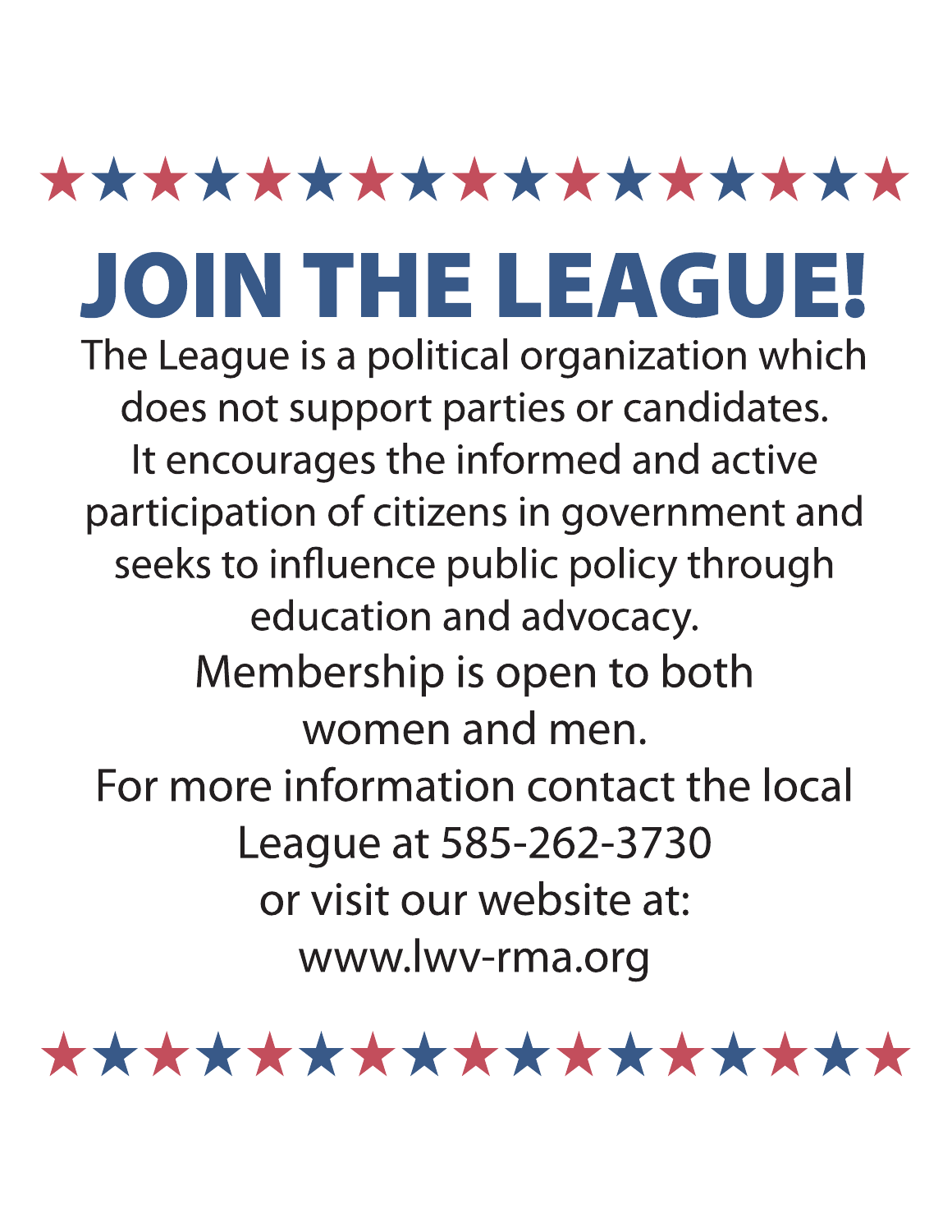★★★★★★★★★★★★★★★★★

# JOIN THE LEAGUE!

The League is a political organization which does not support parties or candidates. It encourages the informed and active participation of citizens in government and seeks to influence public policy through education and advocacy.

Membership is open to both women and men.

For more information contact the local League at 585-262-3730 or visit our website at: www.lwv-rma.org

★★★★★★★★★★★★★★★★★